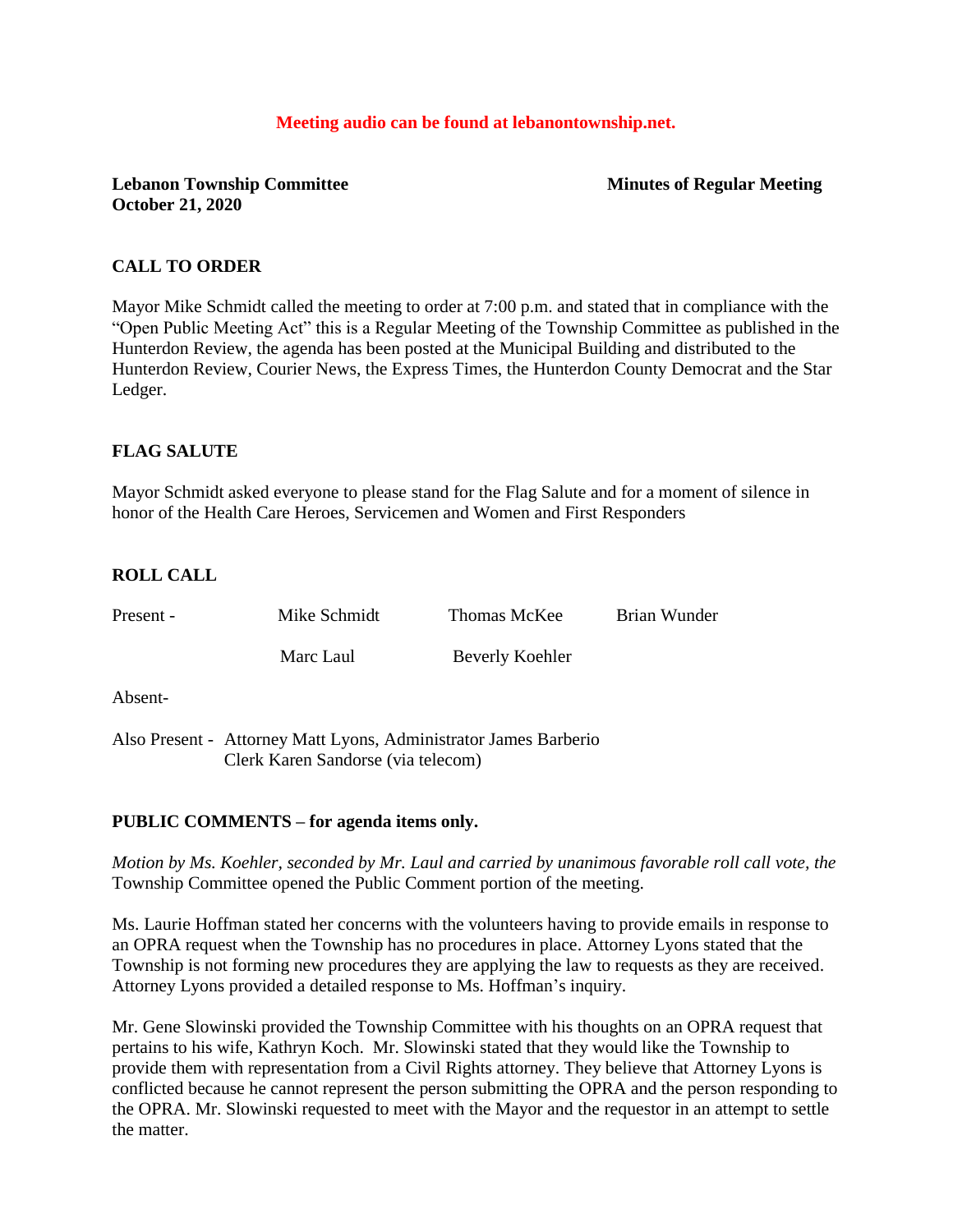**Meeting audio can be found at lebanontownship.net.**

**Lebanon Township Committee** **Minutes of Regular Meeting**
**October 21, 2020**

## CALL TO ORDER

Mayor Mike Schmidt called the meeting to order at 7:00 p.m. and stated that in compliance with the "Open Public Meeting Act" this is a Regular Meeting of the Township Committee as published in the Hunterdon Review, the agenda has been posted at the Municipal Building and distributed to the Hunterdon Review, Courier News, the Express Times, the Hunterdon County Democrat and the Star Ledger.

## FLAG SALUTE

Mayor Schmidt asked everyone to please stand for the Flag Salute and for a moment of silence in honor of the Health Care Heroes, Servicemen and Women and First Responders

## ROLL CALL

| | | | |
|---|---|---|---|
| Present - | Mike Schmidt | Thomas McKee | Brian Wunder |
| | Marc Laul | Beverly Koehler | |

Absent-

Also Present - Attorney Matt Lyons, Administrator James Barberio
Clerk Karen Sandorse (via telecom)

## PUBLIC COMMENTS – for agenda items only.

*Motion by Ms. Koehler, seconded by Mr. Laul and carried by unanimous favorable roll call vote, the* Township Committee opened the Public Comment portion of the meeting.

Ms. Laurie Hoffman stated her concerns with the volunteers having to provide emails in response to an OPRA request when the Township has no procedures in place. Attorney Lyons stated that the Township is not forming new procedures they are applying the law to requests as they are received. Attorney Lyons provided a detailed response to Ms. Hoffman's inquiry.

Mr. Gene Slowinski provided the Township Committee with his thoughts on an OPRA request that pertains to his wife, Kathryn Koch. Mr. Slowinski stated that they would like the Township to provide them with representation from a Civil Rights attorney. They believe that Attorney Lyons is conflicted because he cannot represent the person submitting the OPRA and the person responding to the OPRA. Mr. Slowinski requested to meet with the Mayor and the requestor in an attempt to settle the matter.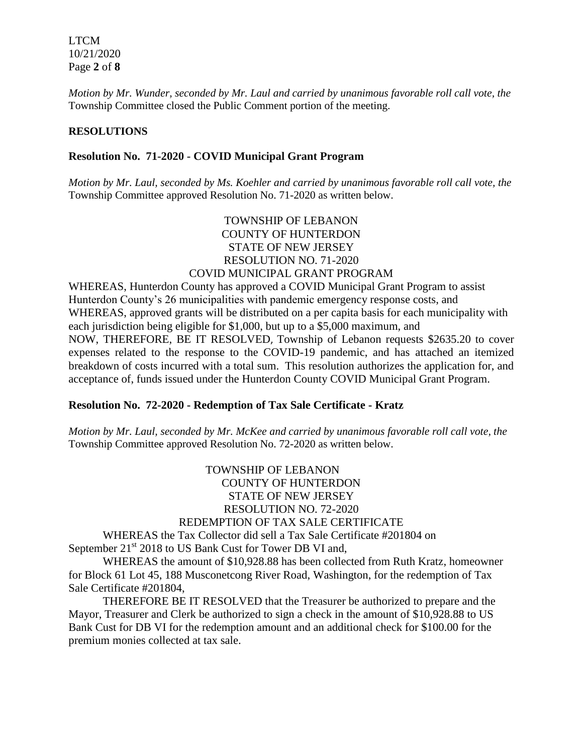*Motion by Mr. Wunder, seconded by Mr. Laul and carried by unanimous favorable roll call vote, the* Township Committee closed the Public Comment portion of the meeting.

**RESOLUTIONS**

**Resolution No. 71-2020 - COVID Municipal Grant Program**

*Motion by Mr. Laul, seconded by Ms. Koehler and carried by unanimous favorable roll call vote, the* Township Committee approved Resolution No. 71-2020 as written below.

TOWNSHIP OF LEBANON
COUNTY OF HUNTERDON
STATE OF NEW JERSEY
RESOLUTION NO. 71-2020
COVID MUNICIPAL GRANT PROGRAM

WHEREAS, Hunterdon County has approved a COVID Municipal Grant Program to assist Hunterdon County's 26 municipalities with pandemic emergency response costs, and
WHEREAS, approved grants will be distributed on a per capita basis for each municipality with each jurisdiction being eligible for $1,000, but up to a $5,000 maximum, and
NOW, THEREFORE, BE IT RESOLVED, Township of Lebanon requests $2635.20 to cover expenses related to the response to the COVID-19 pandemic, and has attached an itemized breakdown of costs incurred with a total sum. This resolution authorizes the application for, and acceptance of, funds issued under the Hunterdon County COVID Municipal Grant Program.

**Resolution No. 72-2020 - Redemption of Tax Sale Certificate - Kratz**

*Motion by Mr. Laul, seconded by Mr. McKee and carried by unanimous favorable roll call vote, the* Township Committee approved Resolution No. 72-2020 as written below.

TOWNSHIP OF LEBANON
COUNTY OF HUNTERDON
STATE OF NEW JERSEY
RESOLUTION NO. 72-2020
REDEMPTION OF TAX SALE CERTIFICATE

WHEREAS the Tax Collector did sell a Tax Sale Certificate #201804 on September 21st 2018 to US Bank Cust for Tower DB VI and,

WHEREAS the amount of $10,928.88 has been collected from Ruth Kratz, homeowner for Block 61 Lot 45, 188 Musconetcong River Road, Washington, for the redemption of Tax Sale Certificate #201804,

THEREFORE BE IT RESOLVED that the Treasurer be authorized to prepare and the Mayor, Treasurer and Clerk be authorized to sign a check in the amount of $10,928.88 to US Bank Cust for DB VI for the redemption amount and an additional check for $100.00 for the premium monies collected at tax sale.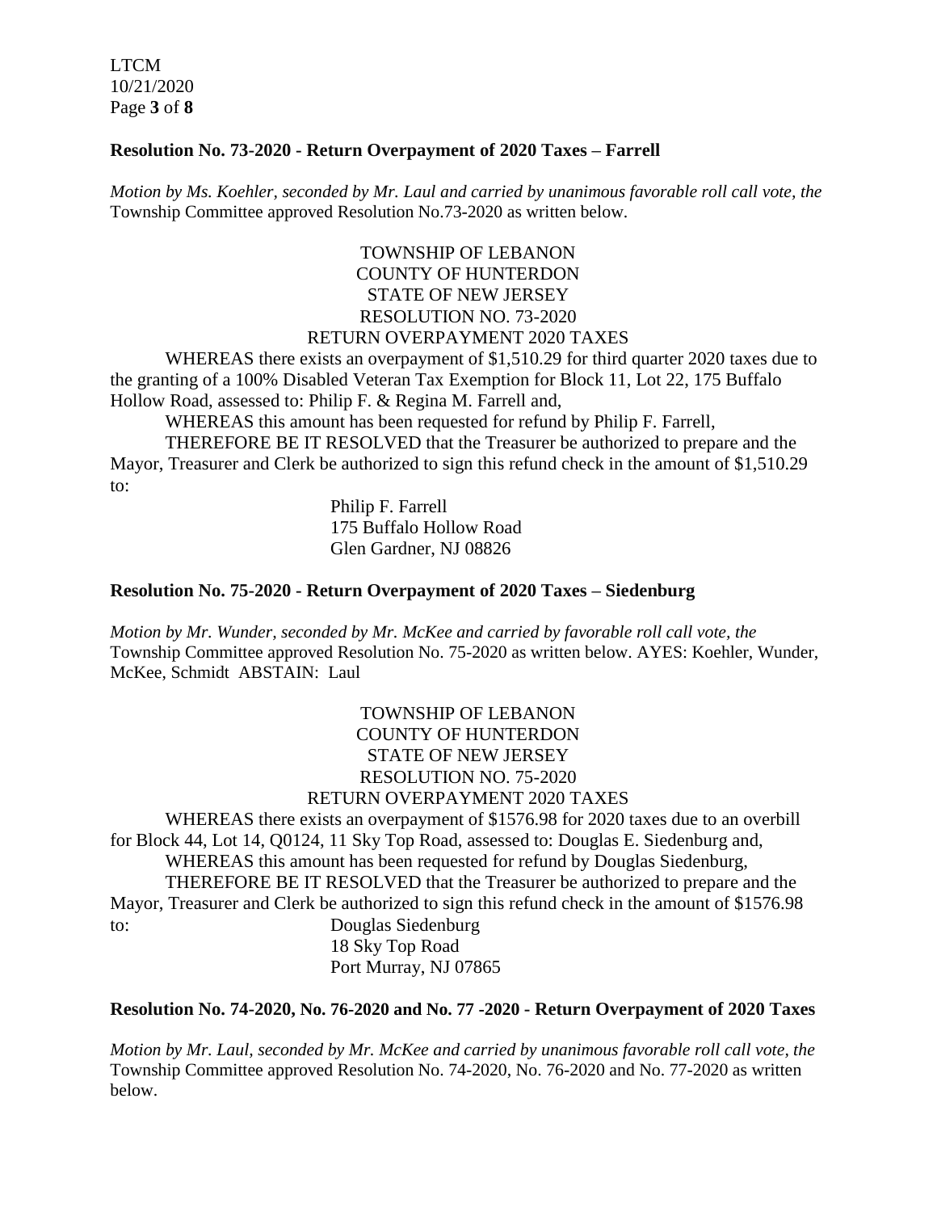**Resolution No. 73-2020 - Return Overpayment of 2020 Taxes – Farrell**

*Motion by Ms. Koehler, seconded by Mr. Laul and carried by unanimous favorable roll call vote, the* Township Committee approved Resolution No.73-2020 as written below.

TOWNSHIP OF LEBANON
COUNTY OF HUNTERDON
STATE OF NEW JERSEY
RESOLUTION NO. 73-2020
RETURN OVERPAYMENT 2020 TAXES

WHEREAS there exists an overpayment of $1,510.29 for third quarter 2020 taxes due to the granting of a 100% Disabled Veteran Tax Exemption for Block 11, Lot 22, 175 Buffalo Hollow Road, assessed to: Philip F. & Regina M. Farrell and,

WHEREAS this amount has been requested for refund by Philip F. Farrell,

THEREFORE BE IT RESOLVED that the Treasurer be authorized to prepare and the Mayor, Treasurer and Clerk be authorized to sign this refund check in the amount of $1,510.29 to:

Philip F. Farrell
175 Buffalo Hollow Road
Glen Gardner, NJ 08826

**Resolution No. 75-2020 - Return Overpayment of 2020 Taxes – Siedenburg**

*Motion by Mr. Wunder, seconded by Mr. McKee and carried by favorable roll call vote, the* Township Committee approved Resolution No. 75-2020 as written below. AYES: Koehler, Wunder, McKee, Schmidt ABSTAIN: Laul

TOWNSHIP OF LEBANON
COUNTY OF HUNTERDON
STATE OF NEW JERSEY
RESOLUTION NO. 75-2020
RETURN OVERPAYMENT 2020 TAXES

WHEREAS there exists an overpayment of $1576.98 for 2020 taxes due to an overbill for Block 44, Lot 14, Q0124, 11 Sky Top Road, assessed to: Douglas E. Siedenburg and,

WHEREAS this amount has been requested for refund by Douglas Siedenburg,

THEREFORE BE IT RESOLVED that the Treasurer be authorized to prepare and the Mayor, Treasurer and Clerk be authorized to sign this refund check in the amount of $1576.98 to:

Douglas Siedenburg
18 Sky Top Road
Port Murray, NJ 07865

**Resolution No. 74-2020, No. 76-2020 and No. 77 -2020 - Return Overpayment of 2020 Taxes**

*Motion by Mr. Laul, seconded by Mr. McKee and carried by unanimous favorable roll call vote, the* Township Committee approved Resolution No. 74-2020, No. 76-2020 and No. 77-2020 as written below.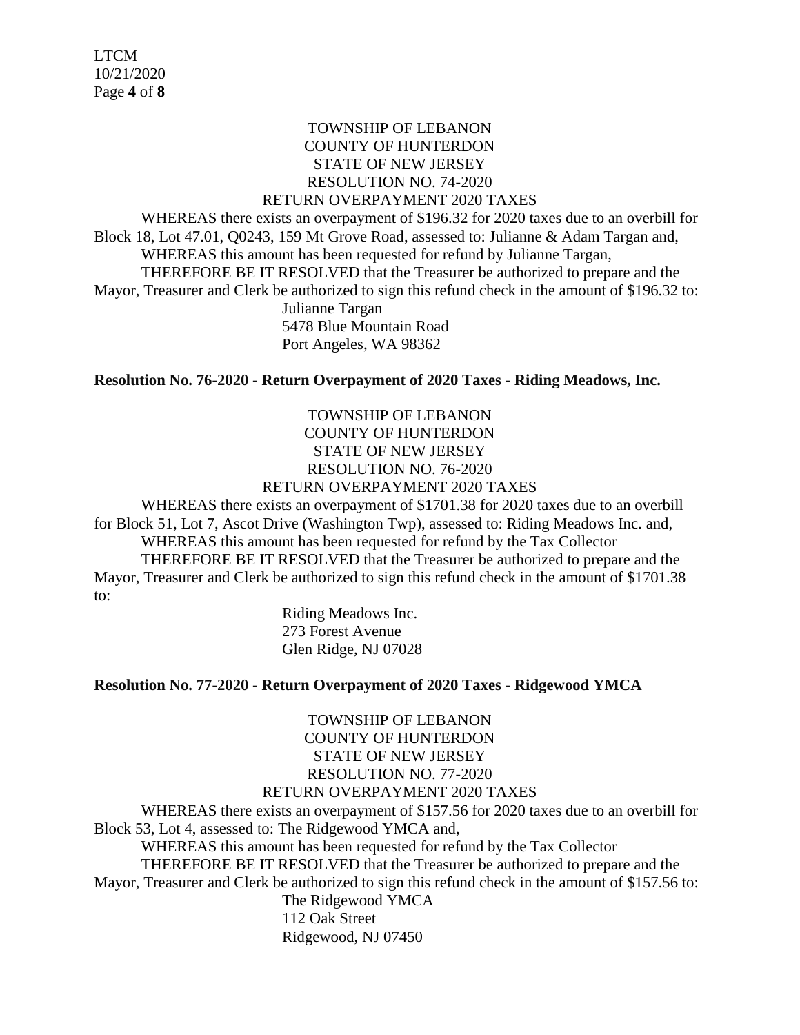TOWNSHIP OF LEBANON
COUNTY OF HUNTERDON
STATE OF NEW JERSEY
RESOLUTION NO. 74-2020
RETURN OVERPAYMENT 2020 TAXES

WHEREAS there exists an overpayment of $196.32 for 2020 taxes due to an overbill for Block 18, Lot 47.01, Q0243, 159 Mt Grove Road, assessed to: Julianne & Adam Targan and,

WHEREAS this amount has been requested for refund by Julianne Targan,

THEREFORE BE IT RESOLVED that the Treasurer be authorized to prepare and the Mayor, Treasurer and Clerk be authorized to sign this refund check in the amount of $196.32 to:

Julianne Targan
5478 Blue Mountain Road
Port Angeles, WA 98362

**Resolution No. 76-2020 - Return Overpayment of 2020 Taxes - Riding Meadows, Inc.**

TOWNSHIP OF LEBANON
COUNTY OF HUNTERDON
STATE OF NEW JERSEY
RESOLUTION NO. 76-2020
RETURN OVERPAYMENT 2020 TAXES

WHEREAS there exists an overpayment of $1701.38 for 2020 taxes due to an overbill for Block 51, Lot 7, Ascot Drive (Washington Twp), assessed to: Riding Meadows Inc. and,

WHEREAS this amount has been requested for refund by the Tax Collector

THEREFORE BE IT RESOLVED that the Treasurer be authorized to prepare and the Mayor, Treasurer and Clerk be authorized to sign this refund check in the amount of $1701.38 to:

Riding Meadows Inc.
273 Forest Avenue
Glen Ridge, NJ 07028

**Resolution No. 77-2020 - Return Overpayment of 2020 Taxes - Ridgewood YMCA**

TOWNSHIP OF LEBANON
COUNTY OF HUNTERDON
STATE OF NEW JERSEY
RESOLUTION NO. 77-2020
RETURN OVERPAYMENT 2020 TAXES

WHEREAS there exists an overpayment of $157.56 for 2020 taxes due to an overbill for Block 53, Lot 4, assessed to: The Ridgewood YMCA and,

WHEREAS this amount has been requested for refund by the Tax Collector

THEREFORE BE IT RESOLVED that the Treasurer be authorized to prepare and the Mayor, Treasurer and Clerk be authorized to sign this refund check in the amount of $157.56 to:

The Ridgewood YMCA
112 Oak Street
Ridgewood, NJ 07450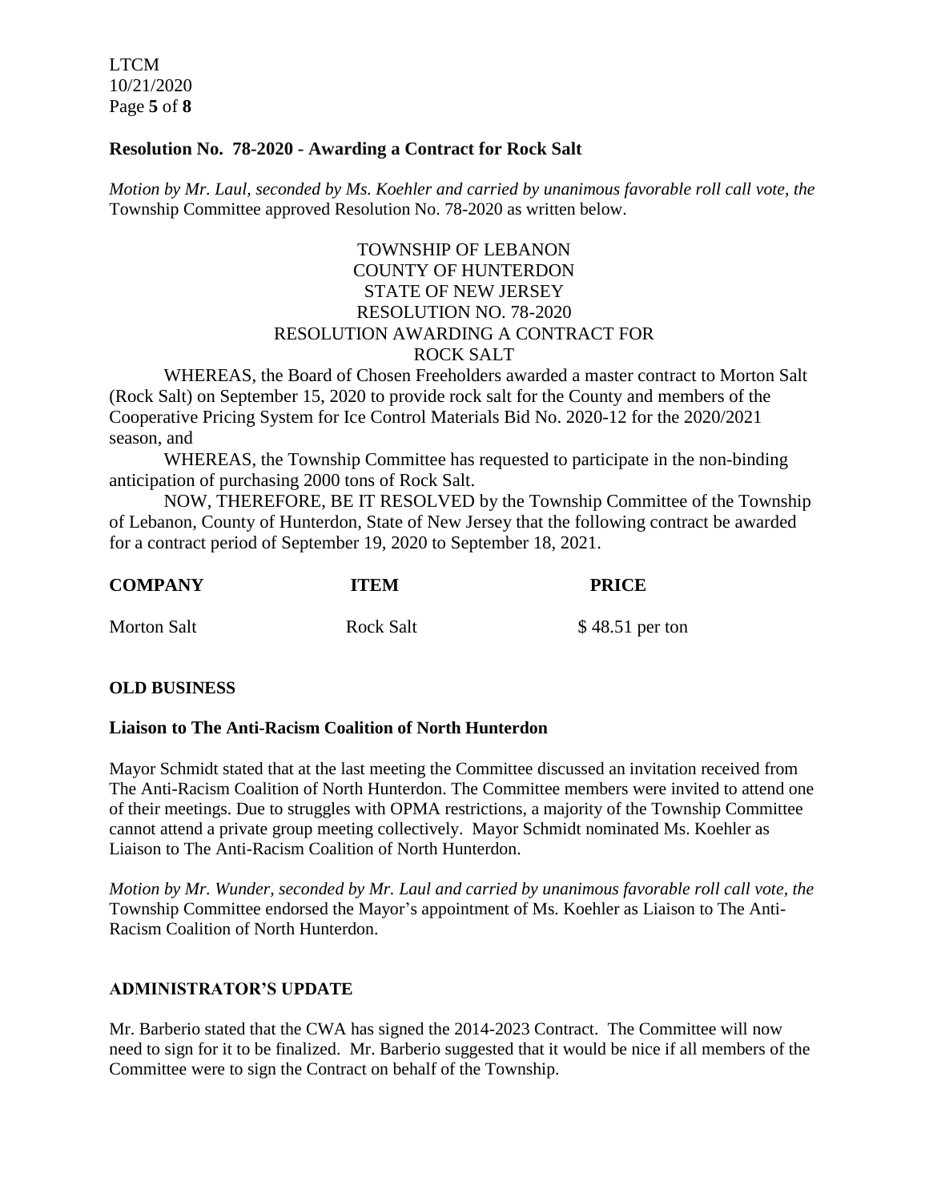**Resolution No. 78-2020 - Awarding a Contract for Rock Salt**

*Motion by Mr. Laul, seconded by Ms. Koehler and carried by unanimous favorable roll call vote, the* Township Committee approved Resolution No. 78-2020 as written below.

TOWNSHIP OF LEBANON
COUNTY OF HUNTERDON
STATE OF NEW JERSEY
RESOLUTION NO. 78-2020
RESOLUTION AWARDING A CONTRACT FOR
ROCK SALT

WHEREAS, the Board of Chosen Freeholders awarded a master contract to Morton Salt (Rock Salt) on September 15, 2020 to provide rock salt for the County and members of the Cooperative Pricing System for Ice Control Materials Bid No. 2020-12 for the 2020/2021 season, and

WHEREAS, the Township Committee has requested to participate in the non-binding anticipation of purchasing 2000 tons of Rock Salt.

NOW, THEREFORE, BE IT RESOLVED by the Township Committee of the Township of Lebanon, County of Hunterdon, State of New Jersey that the following contract be awarded for a contract period of September 19, 2020 to September 18, 2021.

| COMPANY | ITEM | PRICE |
|---|---|---|
| Morton Salt | Rock Salt | $ 48.51 per ton |

**OLD BUSINESS**

**Liaison to The Anti-Racism Coalition of North Hunterdon**

Mayor Schmidt stated that at the last meeting the Committee discussed an invitation received from The Anti-Racism Coalition of North Hunterdon. The Committee members were invited to attend one of their meetings. Due to struggles with OPMA restrictions, a majority of the Township Committee cannot attend a private group meeting collectively. Mayor Schmidt nominated Ms. Koehler as Liaison to The Anti-Racism Coalition of North Hunterdon.

*Motion by Mr. Wunder, seconded by Mr. Laul and carried by unanimous favorable roll call vote, the* Township Committee endorsed the Mayor's appointment of Ms. Koehler as Liaison to The Anti-Racism Coalition of North Hunterdon.

**ADMINISTRATOR'S UPDATE**

Mr. Barberio stated that the CWA has signed the 2014-2023 Contract. The Committee will now need to sign for it to be finalized. Mr. Barberio suggested that it would be nice if all members of the Committee were to sign the Contract on behalf of the Township.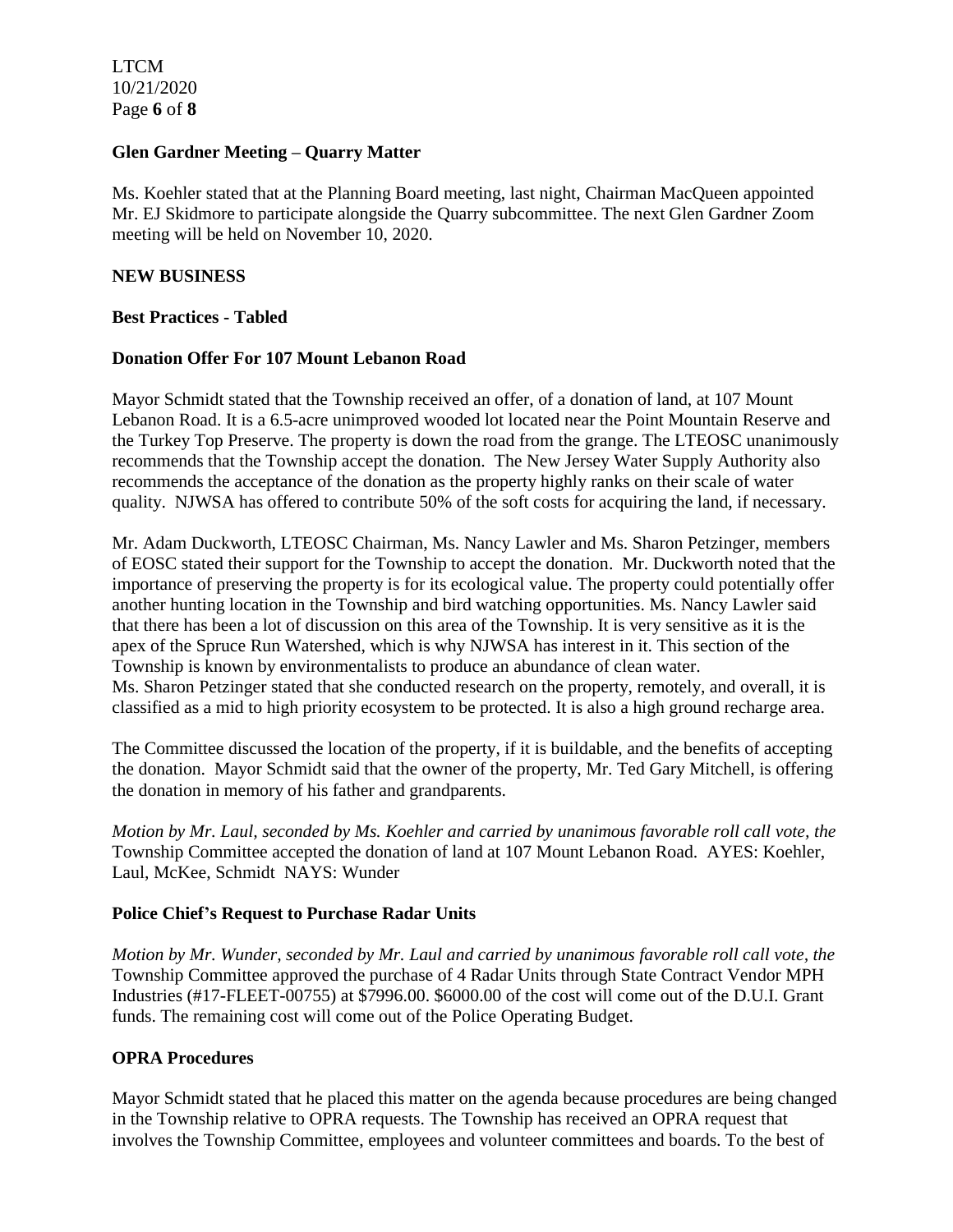**Glen Gardner Meeting – Quarry Matter**

Ms. Koehler stated that at the Planning Board meeting, last night, Chairman MacQueen appointed Mr. EJ Skidmore to participate alongside the Quarry subcommittee. The next Glen Gardner Zoom meeting will be held on November 10, 2020.

**NEW BUSINESS**

**Best Practices - Tabled**

**Donation Offer For 107 Mount Lebanon Road**

Mayor Schmidt stated that the Township received an offer, of a donation of land, at 107 Mount Lebanon Road. It is a 6.5-acre unimproved wooded lot located near the Point Mountain Reserve and the Turkey Top Preserve. The property is down the road from the grange. The LTEOSC unanimously recommends that the Township accept the donation. The New Jersey Water Supply Authority also recommends the acceptance of the donation as the property highly ranks on their scale of water quality. NJWSA has offered to contribute 50% of the soft costs for acquiring the land, if necessary.

Mr. Adam Duckworth, LTEOSC Chairman, Ms. Nancy Lawler and Ms. Sharon Petzinger, members of EOSC stated their support for the Township to accept the donation. Mr. Duckworth noted that the importance of preserving the property is for its ecological value. The property could potentially offer another hunting location in the Township and bird watching opportunities. Ms. Nancy Lawler said that there has been a lot of discussion on this area of the Township. It is very sensitive as it is the apex of the Spruce Run Watershed, which is why NJWSA has interest in it. This section of the Township is known by environmentalists to produce an abundance of clean water.
Ms. Sharon Petzinger stated that she conducted research on the property, remotely, and overall, it is classified as a mid to high priority ecosystem to be protected. It is also a high ground recharge area.

The Committee discussed the location of the property, if it is buildable, and the benefits of accepting the donation. Mayor Schmidt said that the owner of the property, Mr. Ted Gary Mitchell, is offering the donation in memory of his father and grandparents.

*Motion by Mr. Laul, seconded by Ms. Koehler and carried by unanimous favorable roll call vote, the* Township Committee accepted the donation of land at 107 Mount Lebanon Road. AYES: Koehler, Laul, McKee, Schmidt NAYS: Wunder

**Police Chief's Request to Purchase Radar Units**

*Motion by Mr. Wunder, seconded by Mr. Laul and carried by unanimous favorable roll call vote, the* Township Committee approved the purchase of 4 Radar Units through State Contract Vendor MPH Industries (#17-FLEET-00755) at $7996.00. $6000.00 of the cost will come out of the D.U.I. Grant funds. The remaining cost will come out of the Police Operating Budget.

**OPRA Procedures**

Mayor Schmidt stated that he placed this matter on the agenda because procedures are being changed in the Township relative to OPRA requests. The Township has received an OPRA request that involves the Township Committee, employees and volunteer committees and boards. To the best of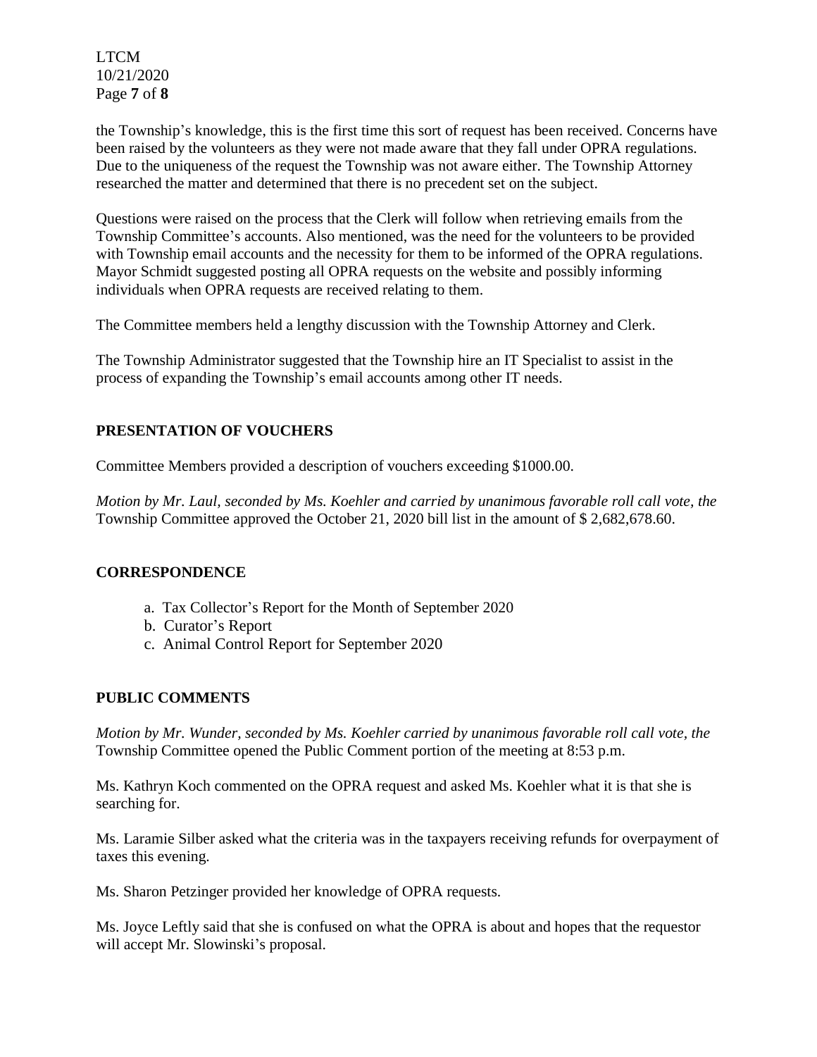the Township's knowledge, this is the first time this sort of request has been received. Concerns have been raised by the volunteers as they were not made aware that they fall under OPRA regulations. Due to the uniqueness of the request the Township was not aware either. The Township Attorney researched the matter and determined that there is no precedent set on the subject.

Questions were raised on the process that the Clerk will follow when retrieving emails from the Township Committee's accounts. Also mentioned, was the need for the volunteers to be provided with Township email accounts and the necessity for them to be informed of the OPRA regulations. Mayor Schmidt suggested posting all OPRA requests on the website and possibly informing individuals when OPRA requests are received relating to them.

The Committee members held a lengthy discussion with the Township Attorney and Clerk.

The Township Administrator suggested that the Township hire an IT Specialist to assist in the process of expanding the Township's email accounts among other IT needs.

## PRESENTATION OF VOUCHERS

Committee Members provided a description of vouchers exceeding $1000.00.

*Motion by Mr. Laul, seconded by Ms. Koehler and carried by unanimous favorable roll call vote, the* Township Committee approved the October 21, 2020 bill list in the amount of $ 2,682,678.60.

## CORRESPONDENCE

a. Tax Collector's Report for the Month of September 2020
b. Curator's Report
c. Animal Control Report for September 2020

## PUBLIC COMMENTS

*Motion by Mr. Wunder, seconded by Ms. Koehler carried by unanimous favorable roll call vote, the* Township Committee opened the Public Comment portion of the meeting at 8:53 p.m.

Ms. Kathryn Koch commented on the OPRA request and asked Ms. Koehler what it is that she is searching for.

Ms. Laramie Silber asked what the criteria was in the taxpayers receiving refunds for overpayment of taxes this evening.

Ms. Sharon Petzinger provided her knowledge of OPRA requests.

Ms. Joyce Leftly said that she is confused on what the OPRA is about and hopes that the requestor will accept Mr. Slowinski's proposal.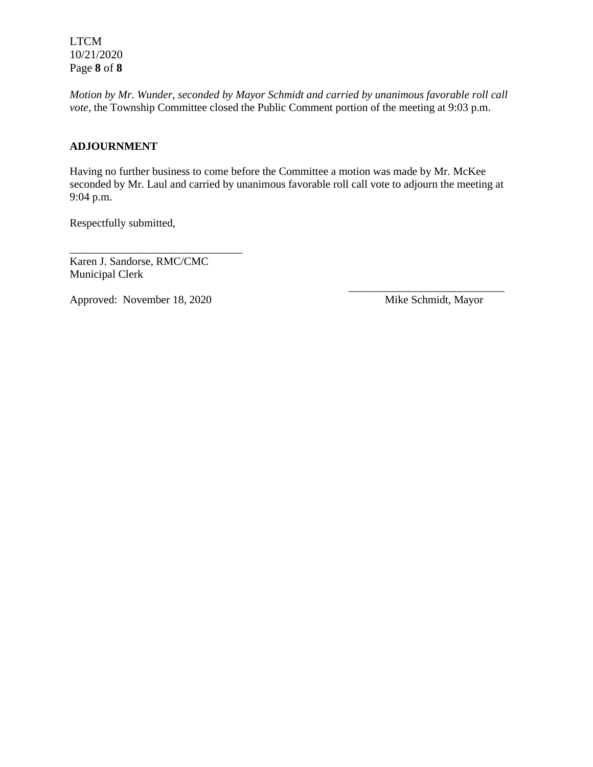*Motion by Mr. Wunder, seconded by Mayor Schmidt and carried by unanimous favorable roll call vote*, the Township Committee closed the Public Comment portion of the meeting at 9:03 p.m.

**ADJOURNMENT**

Having no further business to come before the Committee a motion was made by Mr. McKee seconded by Mr. Laul and carried by unanimous favorable roll call vote to adjourn the meeting at 9:04 p.m.

Respectfully submitted,

\_\_\_\_\_\_\_\_\_\_\_\_\_\_\_\_\_\_\_\_\_\_\_\_\_\_\_\_\_\_\_
Karen J. Sandorse, RMC/CMC
Municipal Clerk

\_\_\_\_\_\_\_\_\_\_\_\_\_\_\_\_\_\_\_\_\_\_\_\_\_\_\_\_\_\_\_

Approved: November 18, 2020

Mike Schmidt, Mayor